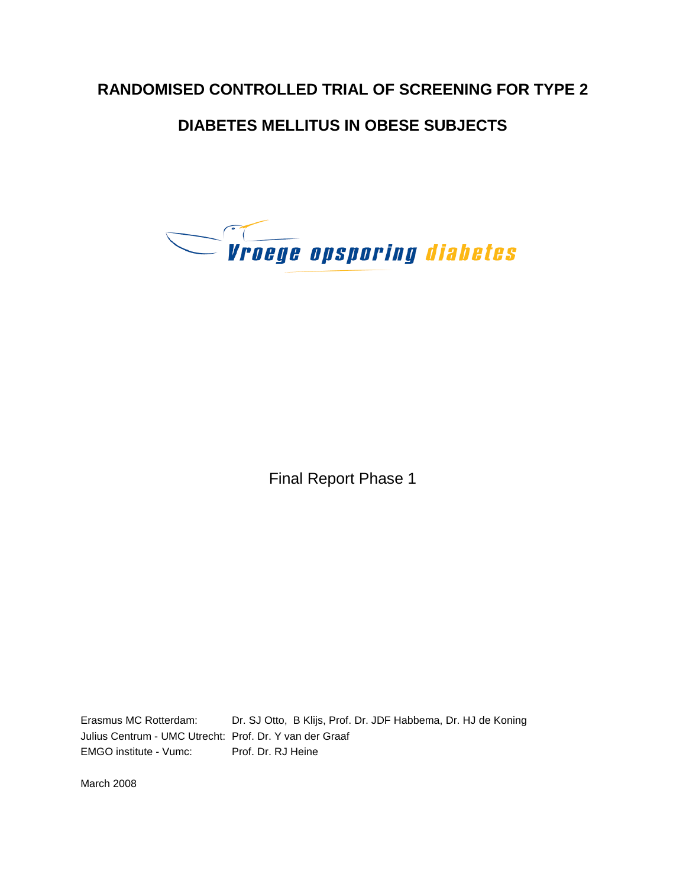# RANDOMISED CONTROLLED TRIAL OF SCREENING FOR TYPE 2 DIABETES MELLITUS IN OBESE SUBJECTS

Vroege opsporing diabetes

Final Report Phase 1

| | |
|---|---|
| Erasmus MC Rotterdam: | Dr. SJ Otto, B Klijs, Prof. Dr. JDF Habbema, Dr. HJ de Koning |
| Julius Centrum - UMC Utrecht: | Prof. Dr. Y van der Graaf |
| EMGO institute - Vumc: | Prof. Dr. RJ Heine |

March 2008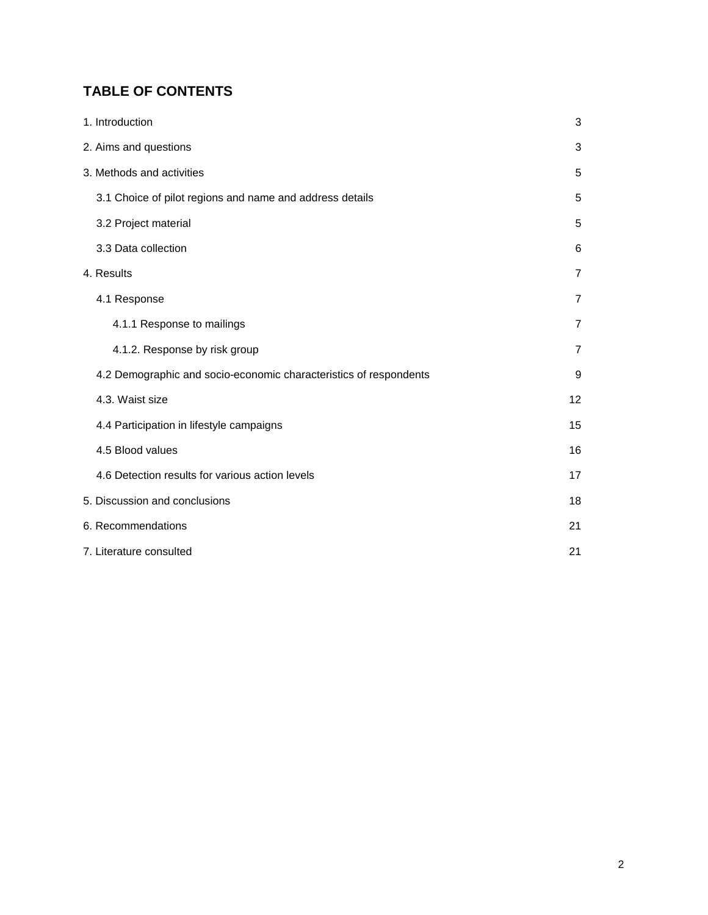## TABLE OF CONTENTS

| | |
|---|---|
| 1. Introduction | 3 |
| 2. Aims and questions | 3 |
| 3. Methods and activities | 5 |
| 3.1 Choice of pilot regions and name and address details | 5 |
| 3.2 Project material | 5 |
| 3.3 Data collection | 6 |
| 4. Results | 7 |
| 4.1 Response | 7 |
| 4.1.1 Response to mailings | 7 |
| 4.1.2. Response by risk group | 7 |
| 4.2 Demographic and socio-economic characteristics of respondents | 9 |
| 4.3. Waist size | 12 |
| 4.4 Participation in lifestyle campaigns | 15 |
| 4.5 Blood values | 16 |
| 4.6 Detection results for various action levels | 17 |
| 5. Discussion and conclusions | 18 |
| 6. Recommendations | 21 |
| 7. Literature consulted | 21 |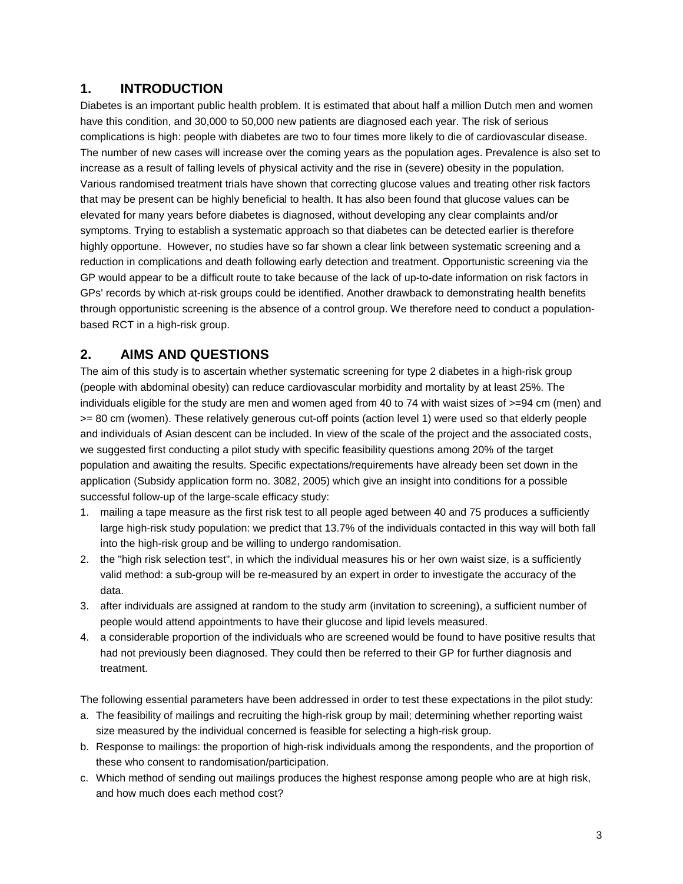## 1. INTRODUCTION

Diabetes is an important public health problem. It is estimated that about half a million Dutch men and women have this condition, and 30,000 to 50,000 new patients are diagnosed each year. The risk of serious complications is high: people with diabetes are two to four times more likely to die of cardiovascular disease. The number of new cases will increase over the coming years as the population ages. Prevalence is also set to increase as a result of falling levels of physical activity and the rise in (severe) obesity in the population. Various randomised treatment trials have shown that correcting glucose values and treating other risk factors that may be present can be highly beneficial to health. It has also been found that glucose values can be elevated for many years before diabetes is diagnosed, without developing any clear complaints and/or symptoms. Trying to establish a systematic approach so that diabetes can be detected earlier is therefore highly opportune. However, no studies have so far shown a clear link between systematic screening and a reduction in complications and death following early detection and treatment. Opportunistic screening via the GP would appear to be a difficult route to take because of the lack of up-to-date information on risk factors in GPs' records by which at-risk groups could be identified. Another drawback to demonstrating health benefits through opportunistic screening is the absence of a control group. We therefore need to conduct a population-based RCT in a high-risk group.

## 2. AIMS AND QUESTIONS

The aim of this study is to ascertain whether systematic screening for type 2 diabetes in a high-risk group (people with abdominal obesity) can reduce cardiovascular morbidity and mortality by at least 25%. The individuals eligible for the study are men and women aged from 40 to 74 with waist sizes of >=94 cm (men) and >= 80 cm (women). These relatively generous cut-off points (action level 1) were used so that elderly people and individuals of Asian descent can be included. In view of the scale of the project and the associated costs, we suggested first conducting a pilot study with specific feasibility questions among 20% of the target population and awaiting the results. Specific expectations/requirements have already been set down in the application (Subsidy application form no. 3082, 2005) which give an insight into conditions for a possible successful follow-up of the large-scale efficacy study:

1. mailing a tape measure as the first risk test to all people aged between 40 and 75 produces a sufficiently large high-risk study population: we predict that 13.7% of the individuals contacted in this way will both fall into the high-risk group and be willing to undergo randomisation.
2. the "high risk selection test", in which the individual measures his or her own waist size, is a sufficiently valid method: a sub-group will be re-measured by an expert in order to investigate the accuracy of the data.
3. after individuals are assigned at random to the study arm (invitation to screening), a sufficient number of people would attend appointments to have their glucose and lipid levels measured.
4. a considerable proportion of the individuals who are screened would be found to have positive results that had not previously been diagnosed. They could then be referred to their GP for further diagnosis and treatment.

The following essential parameters have been addressed in order to test these expectations in the pilot study:

a. The feasibility of mailings and recruiting the high-risk group by mail; determining whether reporting waist size measured by the individual concerned is feasible for selecting a high-risk group.
b. Response to mailings: the proportion of high-risk individuals among the respondents, and the proportion of these who consent to randomisation/participation.
c. Which method of sending out mailings produces the highest response among people who are at high risk, and how much does each method cost?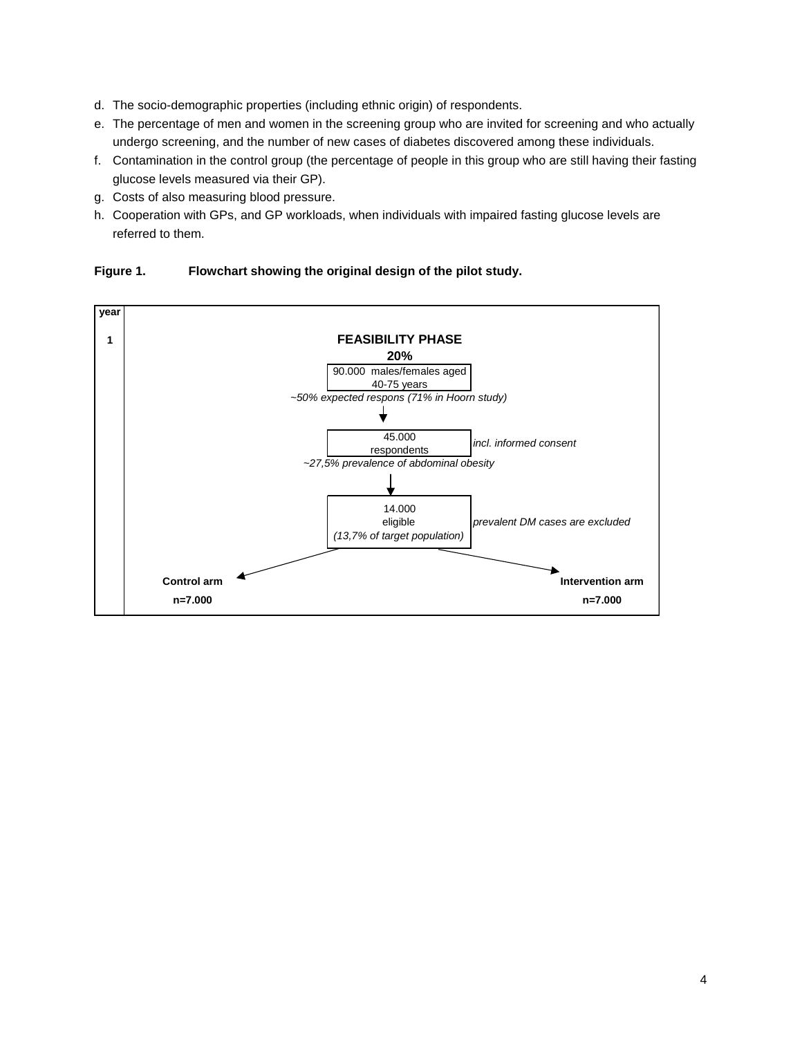d. The socio-demographic properties (including ethnic origin) of respondents.
e. The percentage of men and women in the screening group who are invited for screening and who actually undergo screening, and the number of new cases of diabetes discovered among these individuals.
f. Contamination in the control group (the percentage of people in this group who are still having their fasting glucose levels measured via their GP).
g. Costs of also measuring blood pressure.
h. Cooperation with GPs, and GP workloads, when individuals with impaired fasting glucose levels are referred to them.

**Figure 1. Flowchart showing the original design of the pilot study.**

year

1

**FEASIBILITY PHASE**

**20%**

90.000 males/females aged 40-75 years

*~50% expected respons (71% in Hoorn study)*

45.000 respondents

*incl. informed consent*

*~27,5% prevalence of abdominal obesity*

14.000 eligible *(13,7% of target population)*

*prevalent DM cases are excluded*

**Control arm**

**n=7.000**

**Intervention arm**

**n=7.000**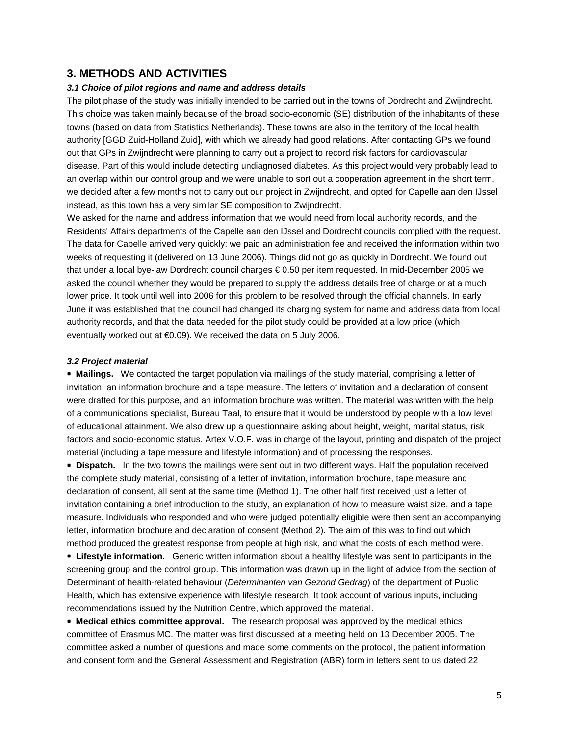## 3. METHODS AND ACTIVITIES

### *3.1 Choice of pilot regions and name and address details*

The pilot phase of the study was initially intended to be carried out in the towns of Dordrecht and Zwijndrecht. This choice was taken mainly because of the broad socio-economic (SE) distribution of the inhabitants of these towns (based on data from Statistics Netherlands). These towns are also in the territory of the local health authority [GGD Zuid-Holland Zuid], with which we already had good relations. After contacting GPs we found out that GPs in Zwijndrecht were planning to carry out a project to record risk factors for cardiovascular disease. Part of this would include detecting undiagnosed diabetes. As this project would very probably lead to an overlap within our control group and we were unable to sort out a cooperation agreement in the short term, we decided after a few months not to carry out our project in Zwijndrecht, and opted for Capelle aan den IJssel instead, as this town has a very similar SE composition to Zwijndrecht.

We asked for the name and address information that we would need from local authority records, and the Residents' Affairs departments of the Capelle aan den IJssel and Dordrecht councils complied with the request. The data for Capelle arrived very quickly: we paid an administration fee and received the information within two weeks of requesting it (delivered on 13 June 2006). Things did not go as quickly in Dordrecht. We found out that under a local bye-law Dordrecht council charges € 0.50 per item requested. In mid-December 2005 we asked the council whether they would be prepared to supply the address details free of charge or at a much lower price. It took until well into 2006 for this problem to be resolved through the official channels. In early June it was established that the council had changed its charging system for name and address data from local authority records, and that the data needed for the pilot study could be provided at a low price (which eventually worked out at €0.09). We received the data on 5 July 2006.

### *3.2 Project material*

- **Mailings.** We contacted the target population via mailings of the study material, comprising a letter of invitation, an information brochure and a tape measure. The letters of invitation and a declaration of consent were drafted for this purpose, and an information brochure was written. The material was written with the help of a communications specialist, Bureau Taal, to ensure that it would be understood by people with a low level of educational attainment. We also drew up a questionnaire asking about height, weight, marital status, risk factors and socio-economic status. Artex V.O.F. was in charge of the layout, printing and dispatch of the project material (including a tape measure and lifestyle information) and of processing the responses.
- **Dispatch.** In the two towns the mailings were sent out in two different ways. Half the population received the complete study material, consisting of a letter of invitation, information brochure, tape measure and declaration of consent, all sent at the same time (Method 1). The other half first received just a letter of invitation containing a brief introduction to the study, an explanation of how to measure waist size, and a tape measure. Individuals who responded and who were judged potentially eligible were then sent an accompanying letter, information brochure and declaration of consent (Method 2). The aim of this was to find out which method produced the greatest response from people at high risk, and what the costs of each method were.
- **Lifestyle information.** Generic written information about a healthy lifestyle was sent to participants in the screening group and the control group. This information was drawn up in the light of advice from the section of Determinant of health-related behaviour (*Determinanten van Gezond Gedrag*) of the department of Public Health, which has extensive experience with lifestyle research. It took account of various inputs, including recommendations issued by the Nutrition Centre, which approved the material.
- **Medical ethics committee approval.** The research proposal was approved by the medical ethics committee of Erasmus MC. The matter was first discussed at a meeting held on 13 December 2005. The committee asked a number of questions and made some comments on the protocol, the patient information and consent form and the General Assessment and Registration (ABR) form in letters sent to us dated 22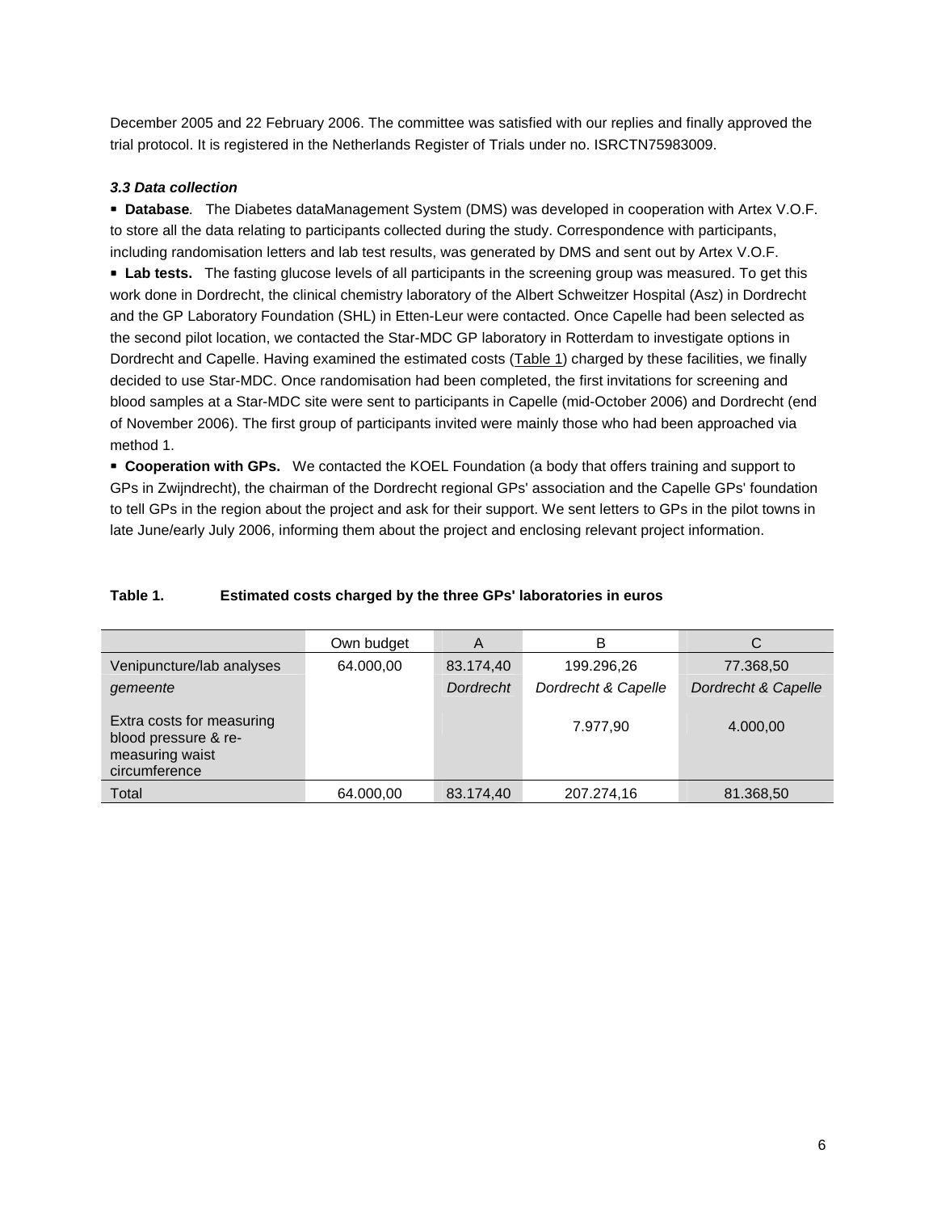December 2005 and 22 February 2006. The committee was satisfied with our replies and finally approved the trial protocol. It is registered in the Netherlands Register of Trials under no. ISRCTN75983009.

### *3.3 Data collection*

- **Database**. The Diabetes dataManagement System (DMS) was developed in cooperation with Artex V.O.F. to store all the data relating to participants collected during the study. Correspondence with participants, including randomisation letters and lab test results, was generated by DMS and sent out by Artex V.O.F.
- **Lab tests.** The fasting glucose levels of all participants in the screening group was measured. To get this work done in Dordrecht, the clinical chemistry laboratory of the Albert Schweitzer Hospital (Asz) in Dordrecht and the GP Laboratory Foundation (SHL) in Etten-Leur were contacted. Once Capelle had been selected as the second pilot location, we contacted the Star-MDC GP laboratory in Rotterdam to investigate options in Dordrecht and Capelle. Having examined the estimated costs (Table 1) charged by these facilities, we finally decided to use Star-MDC. Once randomisation had been completed, the first invitations for screening and blood samples at a Star-MDC site were sent to participants in Capelle (mid-October 2006) and Dordrecht (end of November 2006). The first group of participants invited were mainly those who had been approached via method 1.
- **Cooperation with GPs.** We contacted the KOEL Foundation (a body that offers training and support to GPs in Zwijndrecht), the chairman of the Dordrecht regional GPs' association and the Capelle GPs' foundation to tell GPs in the region about the project and ask for their support. We sent letters to GPs in the pilot towns in late June/early July 2006, informing them about the project and enclosing relevant project information.

**Table 1. Estimated costs charged by the three GPs' laboratories in euros**

| | Own budget | A | B | C |
|---|---|---|---|---|
| Venipuncture/lab analyses | 64.000,00 | 83.174,40 | 199.296,26 | 77.368,50 |
| *gemeente* | | *Dordrecht* | *Dordrecht & Capelle* | *Dordrecht & Capelle* |
| Extra costs for measuring blood pressure & re-measuring waist circumference | | | 7.977,90 | 4.000,00 |
| Total | 64.000,00 | 83.174,40 | 207.274,16 | 81.368,50 |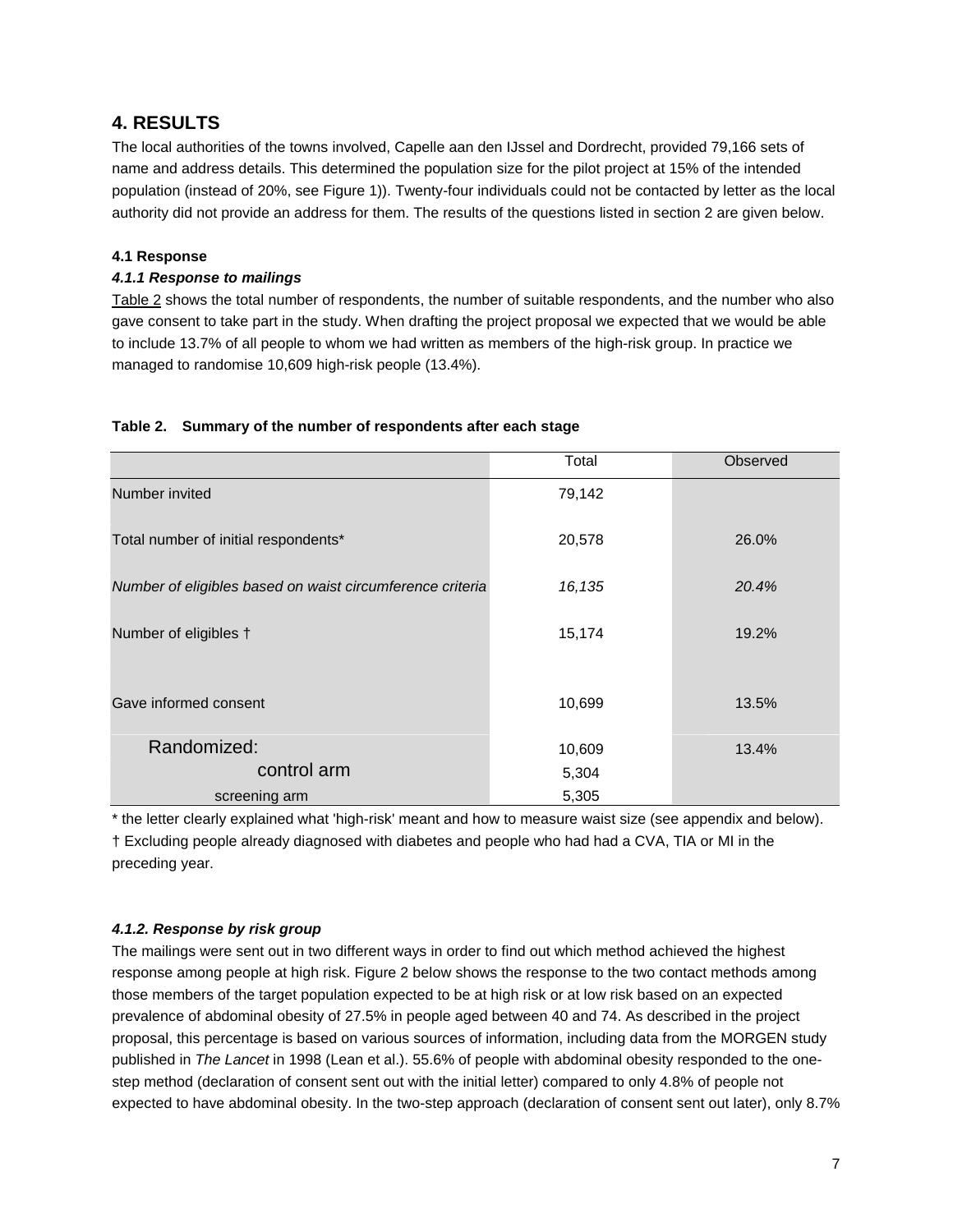## 4. RESULTS

The local authorities of the towns involved, Capelle aan den IJssel and Dordrecht, provided 79,166 sets of name and address details. This determined the population size for the pilot project at 15% of the intended population (instead of 20%, see Figure 1)). Twenty-four individuals could not be contacted by letter as the local authority did not provide an address for them. The results of the questions listed in section 2 are given below.

### 4.1 Response

#### *4.1.1 Response to mailings*

Table 2 shows the total number of respondents, the number of suitable respondents, and the number who also gave consent to take part in the study. When drafting the project proposal we expected that we would be able to include 13.7% of all people to whom we had written as members of the high-risk group. In practice we managed to randomise 10,609 high-risk people (13.4%).

**Table 2. Summary of the number of respondents after each stage**

| | Total | Observed |
|---|---|---|
| Number invited | 79,142 | |
| Total number of initial respondents* | 20,578 | 26.0% |
| *Number of eligibles based on waist circumference criteria* | *16,135* | *20.4%* |
| Number of eligibles † | 15,174 | 19.2% |
| Gave informed consent | 10,699 | 13.5% |
| Randomized: | 10,609 | 13.4% |
| control arm | 5,304 | |
| screening arm | 5,305 | |

\* the letter clearly explained what 'high-risk' meant and how to measure waist size (see appendix and below).
† Excluding people already diagnosed with diabetes and people who had had a CVA, TIA or MI in the preceding year.

#### *4.1.2. Response by risk group*

The mailings were sent out in two different ways in order to find out which method achieved the highest response among people at high risk. Figure 2 below shows the response to the two contact methods among those members of the target population expected to be at high risk or at low risk based on an expected prevalence of abdominal obesity of 27.5% in people aged between 40 and 74. As described in the project proposal, this percentage is based on various sources of information, including data from the MORGEN study published in *The Lancet* in 1998 (Lean et al.). 55.6% of people with abdominal obesity responded to the one-step method (declaration of consent sent out with the initial letter) compared to only 4.8% of people not expected to have abdominal obesity. In the two-step approach (declaration of consent sent out later), only 8.7%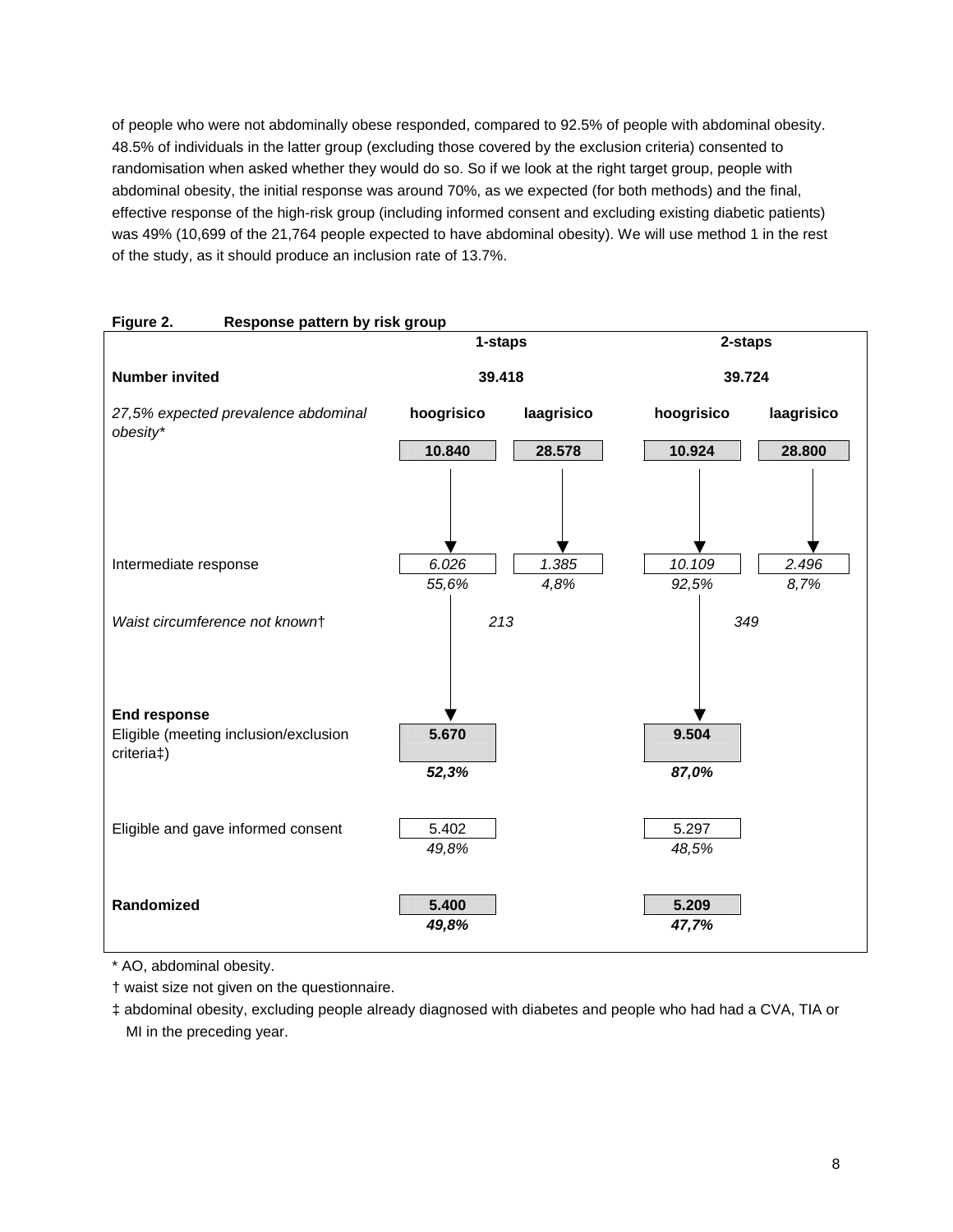of people who were not abdominally obese responded, compared to 92.5% of people with abdominal obesity. 48.5% of individuals in the latter group (excluding those covered by the exclusion criteria) consented to randomisation when asked whether they would do so. So if we look at the right target group, people with abdominal obesity, the initial response was around 70%, as we expected (for both methods) and the final, effective response of the high-risk group (including informed consent and excluding existing diabetic patients) was 49% (10,699 of the 21,764 people expected to have abdominal obesity). We will use method 1 in the rest of the study, as it should produce an inclusion rate of 13.7%.

**Figure 2. Response pattern by risk group**

| | 1-staps | | 2-staps | |
|---|---|---|---|---|
| **Number invited** | **39.418** | | **39.724** | |
| *27,5% expected prevalence abdominal obesity** | **hoogrisico** | **laagrisico** | **hoogrisico** | **laagrisico** |
| | **10.840** | **28.578** | **10.924** | **28.800** |
| Intermediate response | *6.026* *55,6%* | *1.385* *4,8%* | *10.109* *92,5%* | *2.496* *8,7%* |
| *Waist circumference not known†* | *213* | | *349* | |
| **End response** Eligible (meeting inclusion/exclusion criteria‡) | **5.670** ***52,3%*** | | **9.504** ***87,0%*** | |
| Eligible and gave informed consent | 5.402 *49,8%* | | 5.297 *48,5%* | |
| **Randomized** | **5.400** ***49,8%*** | | **5.209** ***47,7%*** | |

\* AO, abdominal obesity.

† waist size not given on the questionnaire.

‡ abdominal obesity, excluding people already diagnosed with diabetes and people who had had a CVA, TIA or MI in the preceding year.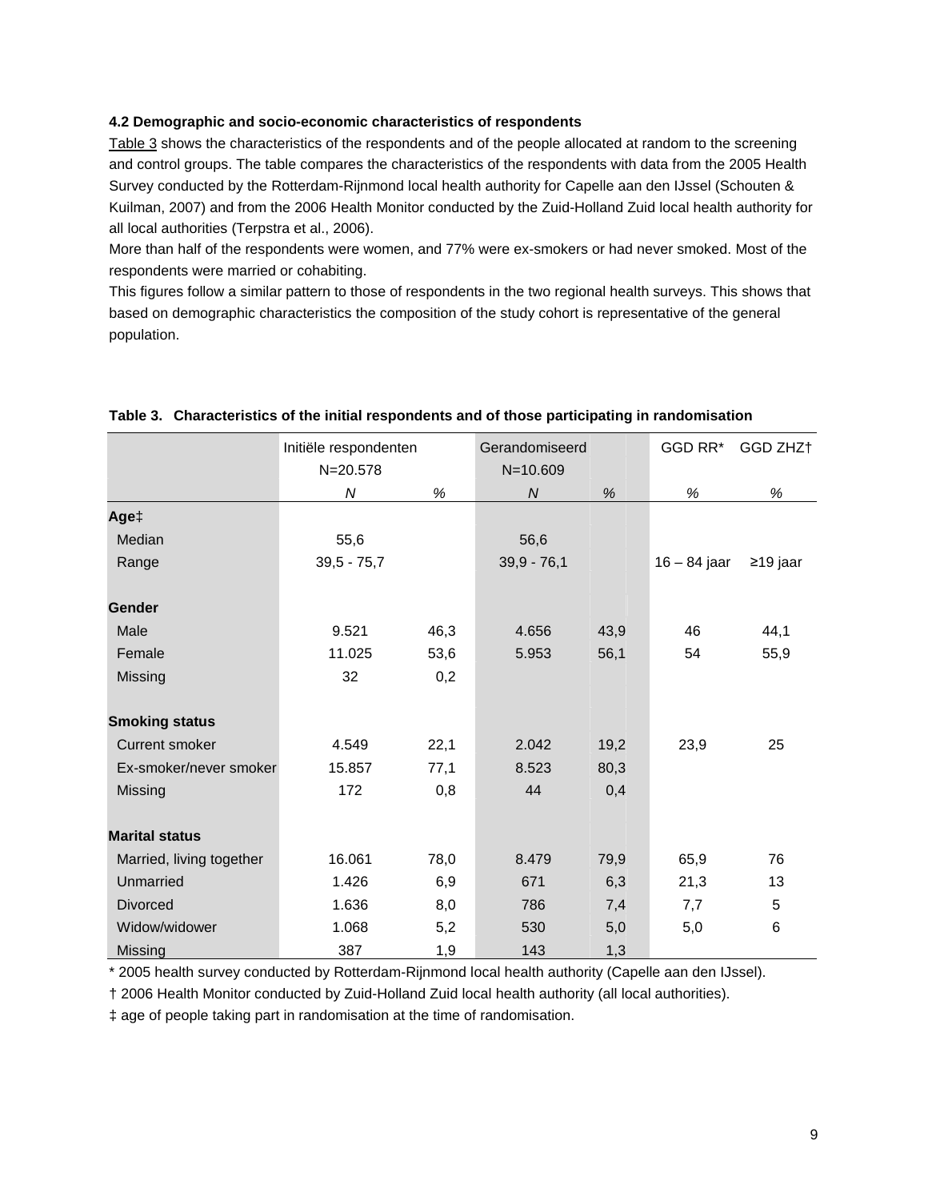### 4.2 Demographic and socio-economic characteristics of respondents

Table 3 shows the characteristics of the respondents and of the people allocated at random to the screening and control groups. The table compares the characteristics of the respondents with data from the 2005 Health Survey conducted by the Rotterdam-Rijnmond local health authority for Capelle aan den IJssel (Schouten & Kuilman, 2007) and from the 2006 Health Monitor conducted by the Zuid-Holland Zuid local health authority for all local authorities (Terpstra et al., 2006).

More than half of the respondents were women, and 77% were ex-smokers or had never smoked. Most of the respondents were married or cohabiting.

This figures follow a similar pattern to those of respondents in the two regional health surveys. This shows that based on demographic characteristics the composition of the study cohort is representative of the general population.

**Table 3. Characteristics of the initial respondents and of those participating in randomisation**

| | Initiële respondenten N=20.578 | | Gerandomiseerd N=10.609 | | GGD RR* | GGD ZHZ† |
|---|---|---|---|---|---|---|
| | *N* | *%* | *N* | *%* | *%* | *%* |
| **Age‡** | | | | | | |
| Median | 55,6 | | 56,6 | | | |
| Range | 39,5 - 75,7 | | 39,9 - 76,1 | | 16 – 84 jaar | ≥19 jaar |
| **Gender** | | | | | | |
| Male | 9.521 | 46,3 | 4.656 | 43,9 | 46 | 44,1 |
| Female | 11.025 | 53,6 | 5.953 | 56,1 | 54 | 55,9 |
| Missing | 32 | 0,2 | | | | |
| **Smoking status** | | | | | | |
| Current smoker | 4.549 | 22,1 | 2.042 | 19,2 | 23,9 | 25 |
| Ex-smoker/never smoker | 15.857 | 77,1 | 8.523 | 80,3 | | |
| Missing | 172 | 0,8 | 44 | 0,4 | | |
| **Marital status** | | | | | | |
| Married, living together | 16.061 | 78,0 | 8.479 | 79,9 | 65,9 | 76 |
| Unmarried | 1.426 | 6,9 | 671 | 6,3 | 21,3 | 13 |
| Divorced | 1.636 | 8,0 | 786 | 7,4 | 7,7 | 5 |
| Widow/widower | 1.068 | 5,2 | 530 | 5,0 | 5,0 | 6 |
| Missing | 387 | 1,9 | 143 | 1,3 | | |

\* 2005 health survey conducted by Rotterdam-Rijnmond local health authority (Capelle aan den IJssel).

† 2006 Health Monitor conducted by Zuid-Holland Zuid local health authority (all local authorities).

‡ age of people taking part in randomisation at the time of randomisation.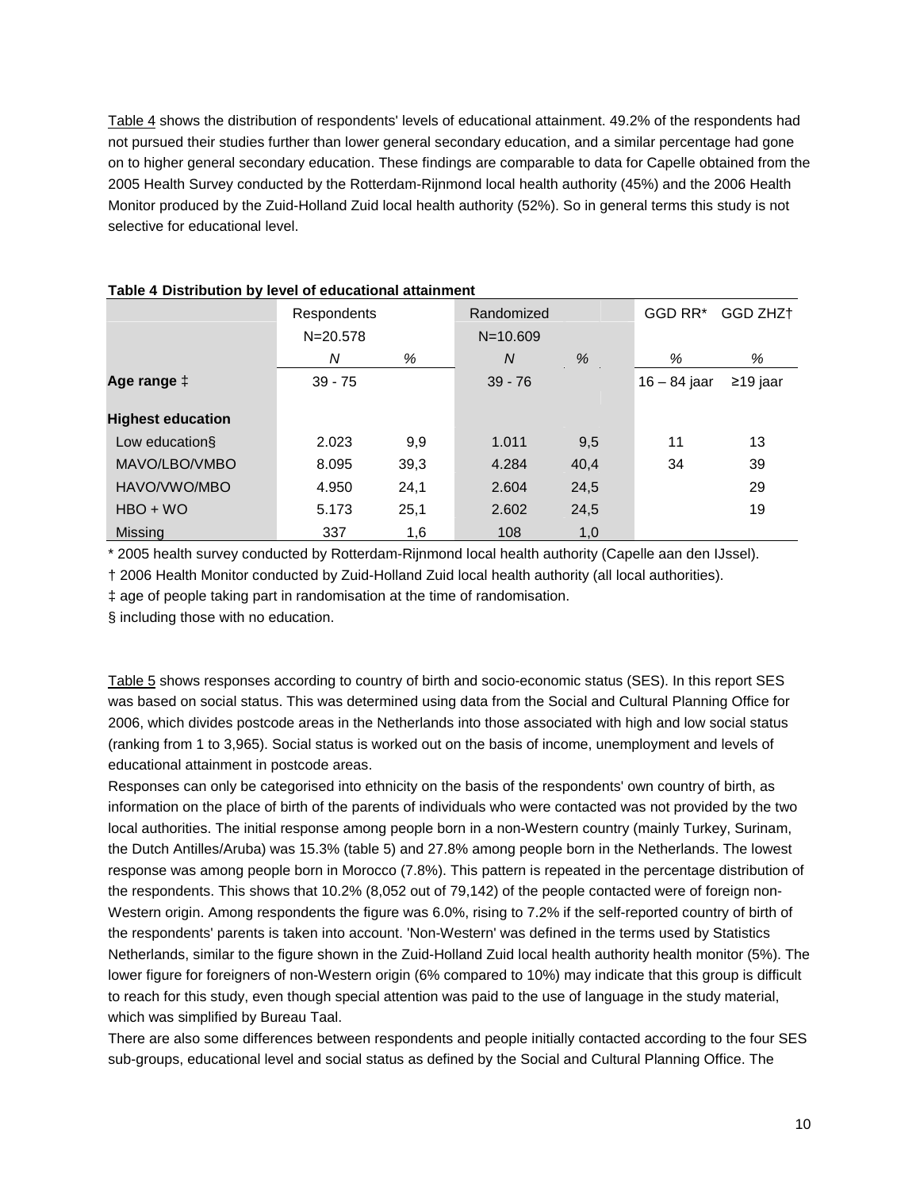Table 4 shows the distribution of respondents' levels of educational attainment. 49.2% of the respondents had not pursued their studies further than lower general secondary education, and a similar percentage had gone on to higher general secondary education. These findings are comparable to data for Capelle obtained from the 2005 Health Survey conducted by the Rotterdam-Rijnmond local health authority (45%) and the 2006 Health Monitor produced by the Zuid-Holland Zuid local health authority (52%). So in general terms this study is not selective for educational level.

**Table 4 Distribution by level of educational attainment**

| | Respondents | | Randomized | | GGD RR* | GGD ZHZ† |
|---|---|---|---|---|---|---|
| | N=20.578 | | N=10.609 | | | |
| | *N* | *%* | *N* | *%* | *%* | *%* |
| **Age range ‡** | 39 - 75 | | 39 - 76 | | 16 – 84 jaar | ≥19 jaar |
| **Highest education** | | | | | | |
| Low education§ | 2.023 | 9,9 | 1.011 | 9,5 | 11 | 13 |
| MAVO/LBO/VMBO | 8.095 | 39,3 | 4.284 | 40,4 | 34 | 39 |
| HAVO/VWO/MBO | 4.950 | 24,1 | 2.604 | 24,5 | | 29 |
| HBO + WO | 5.173 | 25,1 | 2.602 | 24,5 | | 19 |
| Missing | 337 | 1,6 | 108 | 1,0 | | |

\* 2005 health survey conducted by Rotterdam-Rijnmond local health authority (Capelle aan den IJssel).

† 2006 Health Monitor conducted by Zuid-Holland Zuid local health authority (all local authorities).

‡ age of people taking part in randomisation at the time of randomisation.

§ including those with no education.

Table 5 shows responses according to country of birth and socio-economic status (SES). In this report SES was based on social status. This was determined using data from the Social and Cultural Planning Office for 2006, which divides postcode areas in the Netherlands into those associated with high and low social status (ranking from 1 to 3,965). Social status is worked out on the basis of income, unemployment and levels of educational attainment in postcode areas.

Responses can only be categorised into ethnicity on the basis of the respondents' own country of birth, as information on the place of birth of the parents of individuals who were contacted was not provided by the two local authorities. The initial response among people born in a non-Western country (mainly Turkey, Surinam, the Dutch Antilles/Aruba) was 15.3% (table 5) and 27.8% among people born in the Netherlands. The lowest response was among people born in Morocco (7.8%). This pattern is repeated in the percentage distribution of the respondents. This shows that 10.2% (8,052 out of 79,142) of the people contacted were of foreign non-Western origin. Among respondents the figure was 6.0%, rising to 7.2% if the self-reported country of birth of the respondents' parents is taken into account. 'Non-Western' was defined in the terms used by Statistics Netherlands, similar to the figure shown in the Zuid-Holland Zuid local health authority health monitor (5%). The lower figure for foreigners of non-Western origin (6% compared to 10%) may indicate that this group is difficult to reach for this study, even though special attention was paid to the use of language in the study material, which was simplified by Bureau Taal.

There are also some differences between respondents and people initially contacted according to the four SES sub-groups, educational level and social status as defined by the Social and Cultural Planning Office. The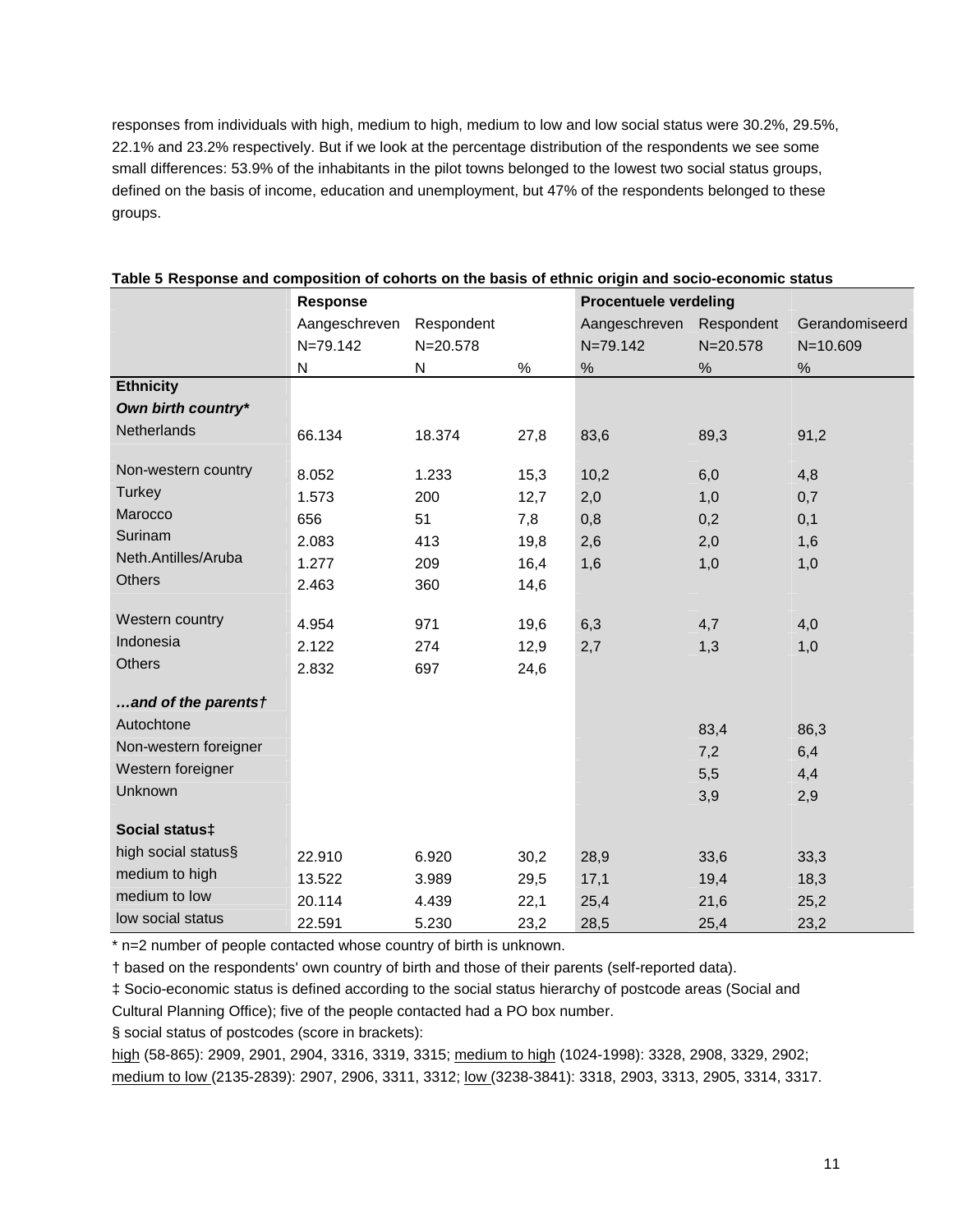responses from individuals with high, medium to high, medium to low and low social status were 30.2%, 29.5%, 22.1% and 23.2% respectively. But if we look at the percentage distribution of the respondents we see some small differences: 53.9% of the inhabitants in the pilot towns belonged to the lowest two social status groups, defined on the basis of income, education and unemployment, but 47% of the respondents belonged to these groups.

**Table 5 Response and composition of cohorts on the basis of ethnic origin and socio-economic status**

| | **Response** | | | **Procentuele verdeling** | | |
|---|---|---|---|---|---|---|
| | Aangeschreven N=79.142 | Respondent N=20.578 | | Aangeschreven N=79.142 | Respondent N=20.578 | Gerandomiseerd N=10.609 |
| | N | N | % | % | % | % |
| **Ethnicity** | | | | | | |
| ***Own birth country**** | | | | | | |
| Netherlands | 66.134 | 18.374 | 27,8 | 83,6 | 89,3 | 91,2 |
| Non-western country | 8.052 | 1.233 | 15,3 | 10,2 | 6,0 | 4,8 |
| Turkey | 1.573 | 200 | 12,7 | 2,0 | 1,0 | 0,7 |
| Marocco | 656 | 51 | 7,8 | 0,8 | 0,2 | 0,1 |
| Surinam | 2.083 | 413 | 19,8 | 2,6 | 2,0 | 1,6 |
| Neth.Antilles/Aruba | 1.277 | 209 | 16,4 | 1,6 | 1,0 | 1,0 |
| Others | 2.463 | 360 | 14,6 | | | |
| Western country | 4.954 | 971 | 19,6 | 6,3 | 4,7 | 4,0 |
| Indonesia | 2.122 | 274 | 12,9 | 2,7 | 1,3 | 1,0 |
| Others | 2.832 | 697 | 24,6 | | | |
| ***…and of the parents†*** | | | | | | |
| Autochtone | | | | | 83,4 | 86,3 |
| Non-western foreigner | | | | | 7,2 | 6,4 |
| Western foreigner | | | | | 5,5 | 4,4 |
| Unknown | | | | | 3,9 | 2,9 |
| **Social status‡** | | | | | | |
| high social status§ | 22.910 | 6.920 | 30,2 | 28,9 | 33,6 | 33,3 |
| medium to high | 13.522 | 3.989 | 29,5 | 17,1 | 19,4 | 18,3 |
| medium to low | 20.114 | 4.439 | 22,1 | 25,4 | 21,6 | 25,2 |
| low social status | 22.591 | 5.230 | 23,2 | 28,5 | 25,4 | 23,2 |

* n=2 number of people contacted whose country of birth is unknown.

† based on the respondents' own country of birth and those of their parents (self-reported data).

‡ Socio-economic status is defined according to the social status hierarchy of postcode areas (Social and Cultural Planning Office); five of the people contacted had a PO box number.

§ social status of postcodes (score in brackets):
high (58-865): 2909, 2901, 2904, 3316, 3319, 3315; medium to high (1024-1998): 3328, 2908, 3329, 2902; medium to low (2135-2839): 2907, 2906, 3311, 3312; low (3238-3841): 3318, 2903, 3313, 2905, 3314, 3317.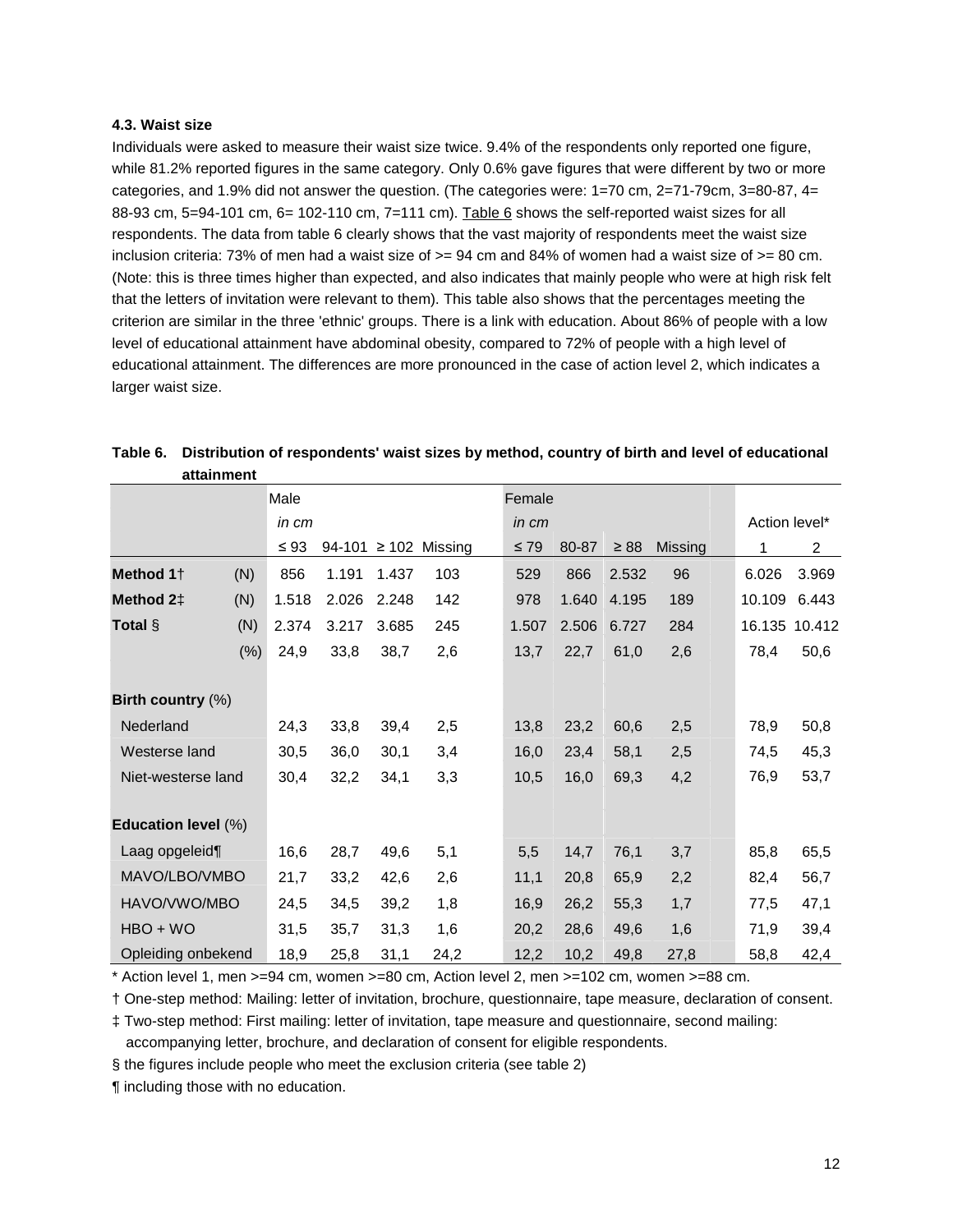### 4.3. Waist size

Individuals were asked to measure their waist size twice. 9.4% of the respondents only reported one figure, while 81.2% reported figures in the same category. Only 0.6% gave figures that were different by two or more categories, and 1.9% did not answer the question. (The categories were: 1=70 cm, 2=71-79cm, 3=80-87, 4= 88-93 cm, 5=94-101 cm, 6= 102-110 cm, 7=111 cm). Table 6 shows the self-reported waist sizes for all respondents. The data from table 6 clearly shows that the vast majority of respondents meet the waist size inclusion criteria: 73% of men had a waist size of >= 94 cm and 84% of women had a waist size of >= 80 cm. (Note: this is three times higher than expected, and also indicates that mainly people who were at high risk felt that the letters of invitation were relevant to them). This table also shows that the percentages meeting the criterion are similar in the three 'ethnic' groups. There is a link with education. About 86% of people with a low level of educational attainment have abdominal obesity, compared to 72% of people with a high level of educational attainment. The differences are more pronounced in the case of action level 2, which indicates a larger waist size.

**Table 6. Distribution of respondents' waist sizes by method, country of birth and level of educational attainment**

| | | Male | | | | Female | | | | Action level* | |
|---|---|---|---|---|---|---|---|---|---|---|---|
| | | *in cm* | | | | *in cm* | | | | | |
| | | ≤ 93 | 94-101 | ≥ 102 | Missing | ≤ 79 | 80-87 | ≥ 88 | Missing | 1 | 2 |
| **Method 1†** | (N) | 856 | 1.191 | 1.437 | 103 | 529 | 866 | 2.532 | 96 | 6.026 | 3.969 |
| **Method 2‡** | (N) | 1.518 | 2.026 | 2.248 | 142 | 978 | 1.640 | 4.195 | 189 | 10.109 | 6.443 |
| **Total** § | (N) | 2.374 | 3.217 | 3.685 | 245 | 1.507 | 2.506 | 6.727 | 284 | 16.135 | 10.412 |
| | (%) | 24,9 | 33,8 | 38,7 | 2,6 | 13,7 | 22,7 | 61,0 | 2,6 | 78,4 | 50,6 |
| **Birth country** (%) | | | | | | | | | | | |
| Nederland | | 24,3 | 33,8 | 39,4 | 2,5 | 13,8 | 23,2 | 60,6 | 2,5 | 78,9 | 50,8 |
| Westerse land | | 30,5 | 36,0 | 30,1 | 3,4 | 16,0 | 23,4 | 58,1 | 2,5 | 74,5 | 45,3 |
| Niet-westerse land | | 30,4 | 32,2 | 34,1 | 3,3 | 10,5 | 16,0 | 69,3 | 4,2 | 76,9 | 53,7 |
| **Education level** (%) | | | | | | | | | | | |
| Laag opgeleid¶ | | 16,6 | 28,7 | 49,6 | 5,1 | 5,5 | 14,7 | 76,1 | 3,7 | 85,8 | 65,5 |
| MAVO/LBO/VMBO | | 21,7 | 33,2 | 42,6 | 2,6 | 11,1 | 20,8 | 65,9 | 2,2 | 82,4 | 56,7 |
| HAVO/VWO/MBO | | 24,5 | 34,5 | 39,2 | 1,8 | 16,9 | 26,2 | 55,3 | 1,7 | 77,5 | 47,1 |
| HBO + WO | | 31,5 | 35,7 | 31,3 | 1,6 | 20,2 | 28,6 | 49,6 | 1,6 | 71,9 | 39,4 |
| Opleiding onbekend | | 18,9 | 25,8 | 31,1 | 24,2 | 12,2 | 10,2 | 49,8 | 27,8 | 58,8 | 42,4 |

\* Action level 1, men >=94 cm, women >=80 cm, Action level 2, men >=102 cm, women >=88 cm.

† One-step method: Mailing: letter of invitation, brochure, questionnaire, tape measure, declaration of consent.

‡ Two-step method: First mailing: letter of invitation, tape measure and questionnaire, second mailing: accompanying letter, brochure, and declaration of consent for eligible respondents.

§ the figures include people who meet the exclusion criteria (see table 2)

¶ including those with no education.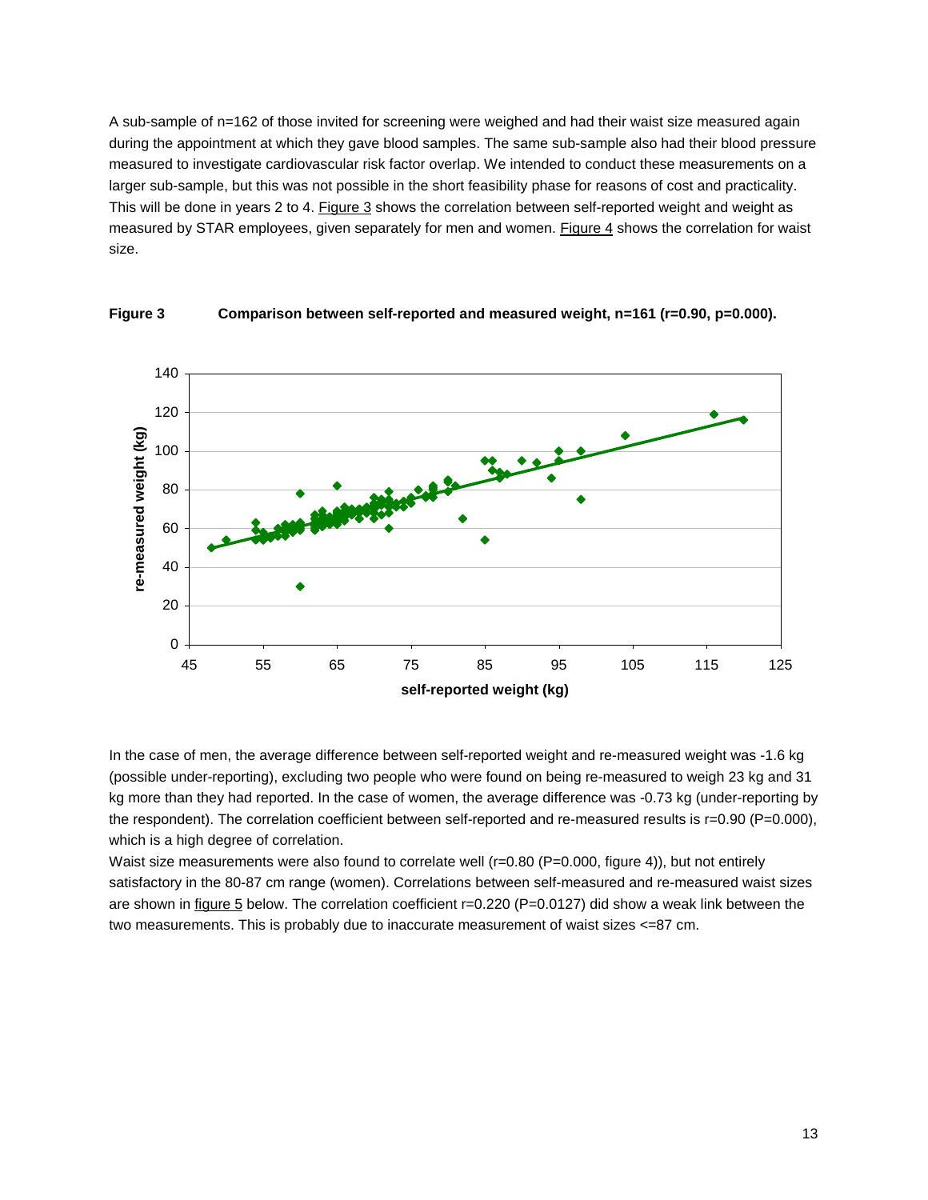A sub-sample of n=162 of those invited for screening were weighed and had their waist size measured again during the appointment at which they gave blood samples. The same sub-sample also had their blood pressure measured to investigate cardiovascular risk factor overlap. We intended to conduct these measurements on a larger sub-sample, but this was not possible in the short feasibility phase for reasons of cost and practicality. This will be done in years 2 to 4. Figure 3 shows the correlation between self-reported weight and weight as measured by STAR employees, given separately for men and women. Figure 4 shows the correlation for waist size.

**Figure 3 Comparison between self-reported and measured weight, n=161 (r=0.90, p=0.000).**

re-measured weight (kg)

140
120
100
80
60
40
20
0

45 55 65 75 85 95 105 115 125

self-reported weight (kg)

In the case of men, the average difference between self-reported weight and re-measured weight was -1.6 kg (possible under-reporting), excluding two people who were found on being re-measured to weigh 23 kg and 31 kg more than they had reported. In the case of women, the average difference was -0.73 kg (under-reporting by the respondent). The correlation coefficient between self-reported and re-measured results is r=0.90 (P=0.000), which is a high degree of correlation.

Waist size measurements were also found to correlate well (r=0.80 (P=0.000, figure 4)), but not entirely satisfactory in the 80-87 cm range (women). Correlations between self-measured and re-measured waist sizes are shown in figure 5 below. The correlation coefficient r=0.220 (P=0.0127) did show a weak link between the two measurements. This is probably due to inaccurate measurement of waist sizes <=87 cm.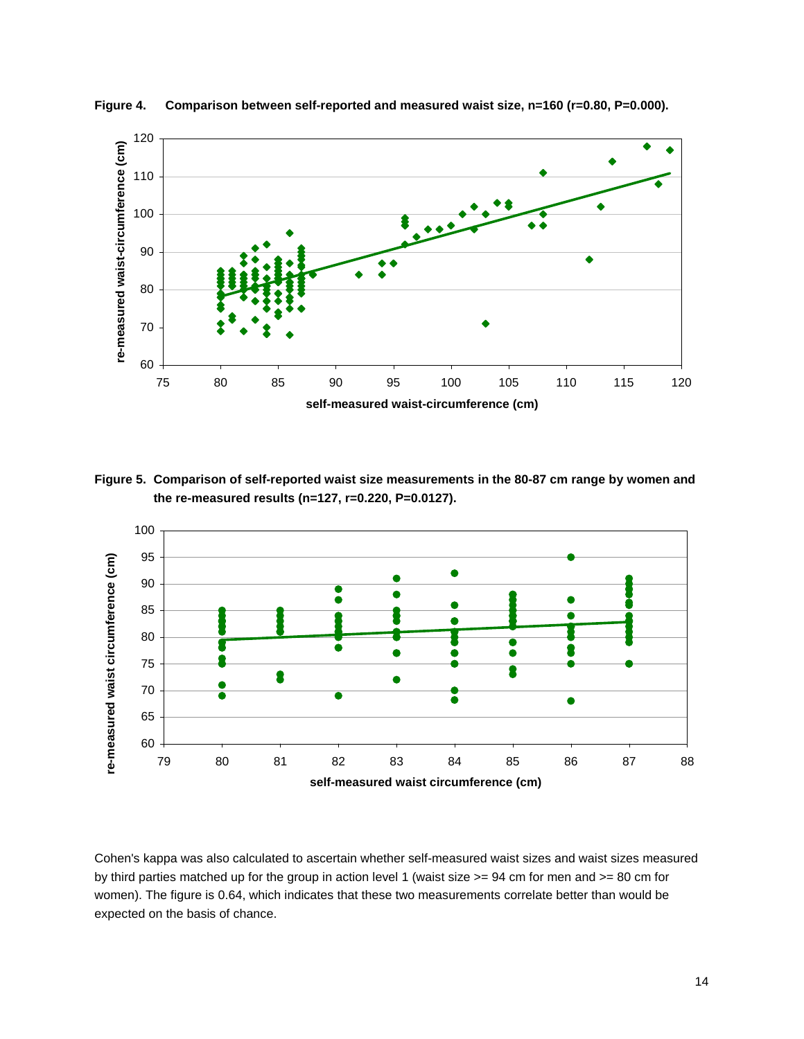**Figure 4. Comparison between self-reported and measured waist size, n=160 (r=0.80, P=0.000).**

re-measured waist-circumference (cm)

120
110
100
90
80
70
60

75 80 85 90 95 100 105 110 115 120

self-measured waist-circumference (cm)

**Figure 5. Comparison of self-reported waist size measurements in the 80-87 cm range by women and the re-measured results (n=127, r=0.220, P=0.0127).**

re-measured waist circumference (cm)

100
95
90
85
80
75
70
65
60

79 80 81 82 83 84 85 86 87 88

self-measured waist circumference (cm)

Cohen's kappa was also calculated to ascertain whether self-measured waist sizes and waist sizes measured by third parties matched up for the group in action level 1 (waist size >= 94 cm for men and >= 80 cm for women). The figure is 0.64, which indicates that these two measurements correlate better than would be expected on the basis of chance.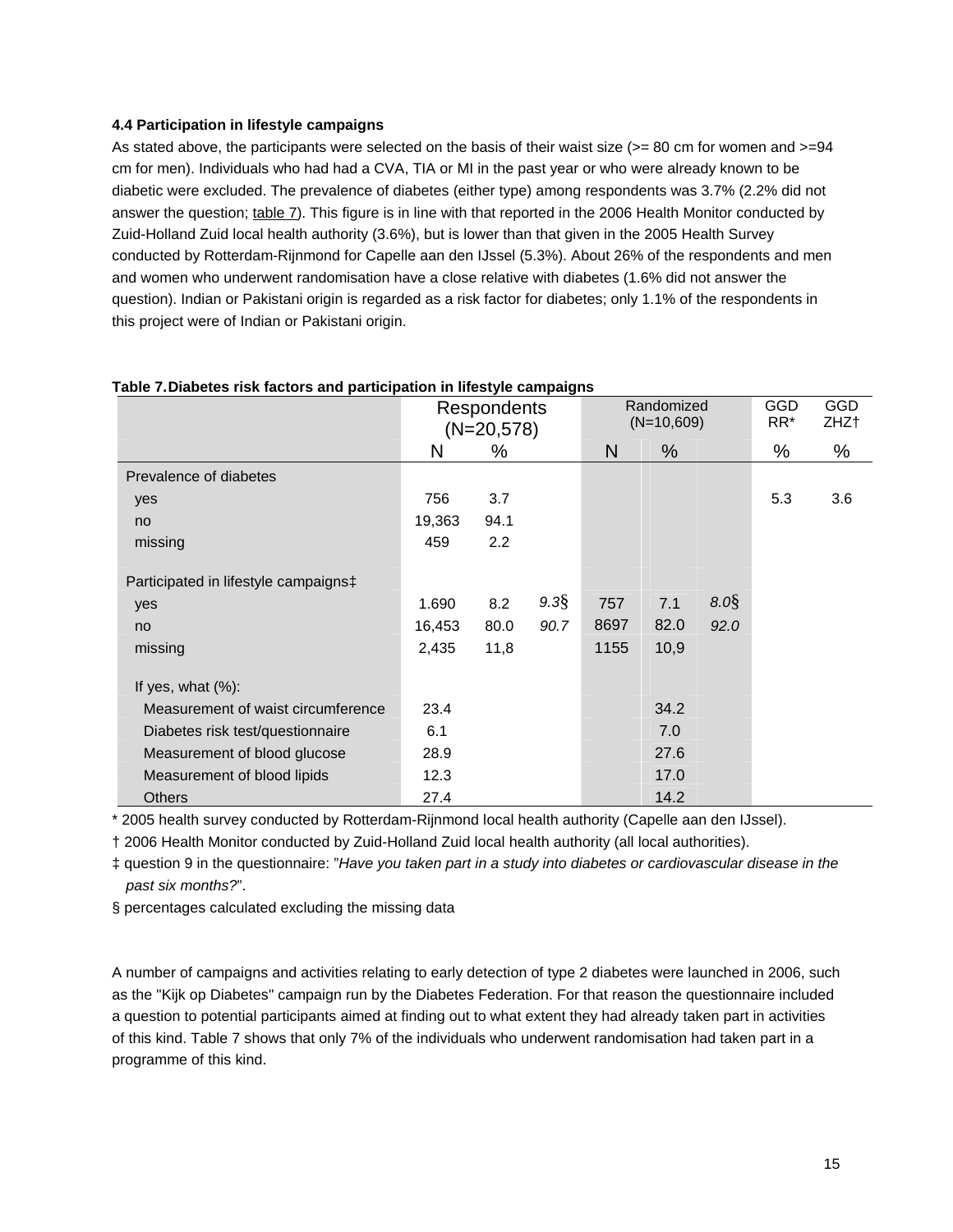**4.4 Participation in lifestyle campaigns**

As stated above, the participants were selected on the basis of their waist size (>= 80 cm for women and >=94 cm for men). Individuals who had had a CVA, TIA or MI in the past year or who were already known to be diabetic were excluded. The prevalence of diabetes (either type) among respondents was 3.7% (2.2% did not answer the question; table 7). This figure is in line with that reported in the 2006 Health Monitor conducted by Zuid-Holland Zuid local health authority (3.6%), but is lower than that given in the 2005 Health Survey conducted by Rotterdam-Rijnmond for Capelle aan den IJssel (5.3%). About 26% of the respondents and men and women who underwent randomisation have a close relative with diabetes (1.6% did not answer the question). Indian or Pakistani origin is regarded as a risk factor for diabetes; only 1.1% of the respondents in this project were of Indian or Pakistani origin.

**Table 7. Diabetes risk factors and participation in lifestyle campaigns**

| | Respondents (N=20,578) | | | Randomized (N=10,609) | | | GGD RR* | GGD ZHZ† |
|---|---|---|---|---|---|---|---|---|
| | N | % | | N | % | | % | % |
| Prevalence of diabetes | | | | | | | | |
| yes | 756 | 3.7 | | | | | 5.3 | 3.6 |
| no | 19,363 | 94.1 | | | | | | |
| missing | 459 | 2.2 | | | | | | |
| Participated in lifestyle campaigns‡ | | | | | | | | |
| yes | 1.690 | 8.2 | *9.3*§ | 757 | 7.1 | *8.0*§ | | |
| no | 16,453 | 80.0 | *90.7* | 8697 | 82.0 | *92.0* | | |
| missing | 2,435 | 11,8 | | 1155 | 10,9 | | | |
| If yes, what (%): | | | | | | | | |
| Measurement of waist circumference | 23.4 | | | | 34.2 | | | |
| Diabetes risk test/questionnaire | 6.1 | | | | 7.0 | | | |
| Measurement of blood glucose | 28.9 | | | | 27.6 | | | |
| Measurement of blood lipids | 12.3 | | | | 17.0 | | | |
| Others | 27.4 | | | | 14.2 | | | |

\* 2005 health survey conducted by Rotterdam-Rijnmond local health authority (Capelle aan den IJssel).

† 2006 Health Monitor conducted by Zuid-Holland Zuid local health authority (all local authorities).

‡ question 9 in the questionnaire: "*Have you taken part in a study into diabetes or cardiovascular disease in the past six months?*".

§ percentages calculated excluding the missing data

A number of campaigns and activities relating to early detection of type 2 diabetes were launched in 2006, such as the "Kijk op Diabetes" campaign run by the Diabetes Federation. For that reason the questionnaire included a question to potential participants aimed at finding out to what extent they had already taken part in activities of this kind. Table 7 shows that only 7% of the individuals who underwent randomisation had taken part in a programme of this kind.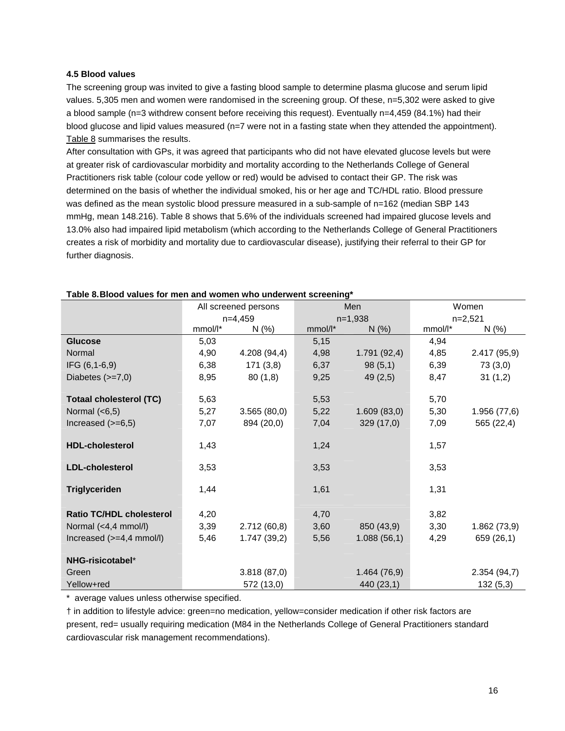**4.5 Blood values**

The screening group was invited to give a fasting blood sample to determine plasma glucose and serum lipid values. 5,305 men and women were randomised in the screening group. Of these, n=5,302 were asked to give a blood sample (n=3 withdrew consent before receiving this request). Eventually n=4,459 (84.1%) had their blood glucose and lipid values measured (n=7 were not in a fasting state when they attended the appointment). Table 8 summarises the results.

After consultation with GPs, it was agreed that participants who did not have elevated glucose levels but were at greater risk of cardiovascular morbidity and mortality according to the Netherlands College of General Practitioners risk table (colour code yellow or red) would be advised to contact their GP. The risk was determined on the basis of whether the individual smoked, his or her age and TC/HDL ratio. Blood pressure was defined as the mean systolic blood pressure measured in a sub-sample of n=162 (median SBP 143 mmHg, mean 148.216). Table 8 shows that 5.6% of the individuals screened had impaired glucose levels and 13.0% also had impaired lipid metabolism (which according to the Netherlands College of General Practitioners creates a risk of morbidity and mortality due to cardiovascular disease), justifying their referral to their GP for further diagnosis.

**Table 8. Blood values for men and women who underwent screening***

| | All screened persons n=4,459 | | Men n=1,938 | | Women n=2,521 | |
|---|---|---|---|---|---|---|
| | mmol/l* | N (%) | mmol/l* | N (%) | mmol/l* | N (%) |
| **Glucose** | 5,03 | | 5,15 | | 4,94 | |
| Normal | 4,90 | 4.208 (94,4) | 4,98 | 1.791 (92,4) | 4,85 | 2.417 (95,9) |
| IFG (6,1-6,9) | 6,38 | 171 (3,8) | 6,37 | 98 (5,1) | 6,39 | 73 (3,0) |
| Diabetes (>=7,0) | 8,95 | 80 (1,8) | 9,25 | 49 (2,5) | 8,47 | 31 (1,2) |
| **Totaal cholesterol (TC)** | 5,63 | | 5,53 | | 5,70 | |
| Normal (<6,5) | 5,27 | 3.565 (80,0) | 5,22 | 1.609 (83,0) | 5,30 | 1.956 (77,6) |
| Increased (>=6,5) | 7,07 | 894 (20,0) | 7,04 | 329 (17,0) | 7,09 | 565 (22,4) |
| **HDL-cholesterol** | 1,43 | | 1,24 | | 1,57 | |
| **LDL-cholesterol** | 3,53 | | 3,53 | | 3,53 | |
| **Triglyceriden** | 1,44 | | 1,61 | | 1,31 | |
| **Ratio TC/HDL cholesterol** | 4,20 | | 4,70 | | 3,82 | |
| Normal (<4,4 mmol/l) | 3,39 | 2.712 (60,8) | 3,60 | 850 (43,9) | 3,30 | 1.862 (73,9) |
| Increased (>=4,4 mmol/l) | 5,46 | 1.747 (39,2) | 5,56 | 1.088 (56,1) | 4,29 | 659 (26,1) |
| **NHG-risicotabel*** | | | | | | |
| Green | | 3.818 (87,0) | | 1.464 (76,9) | | 2.354 (94,7) |
| Yellow+red | | 572 (13,0) | | 440 (23,1) | | 132 (5,3) |

\* average values unless otherwise specified.

† in addition to lifestyle advice: green=no medication, yellow=consider medication if other risk factors are present, red= usually requiring medication (M84 in the Netherlands College of General Practitioners standard cardiovascular risk management recommendations).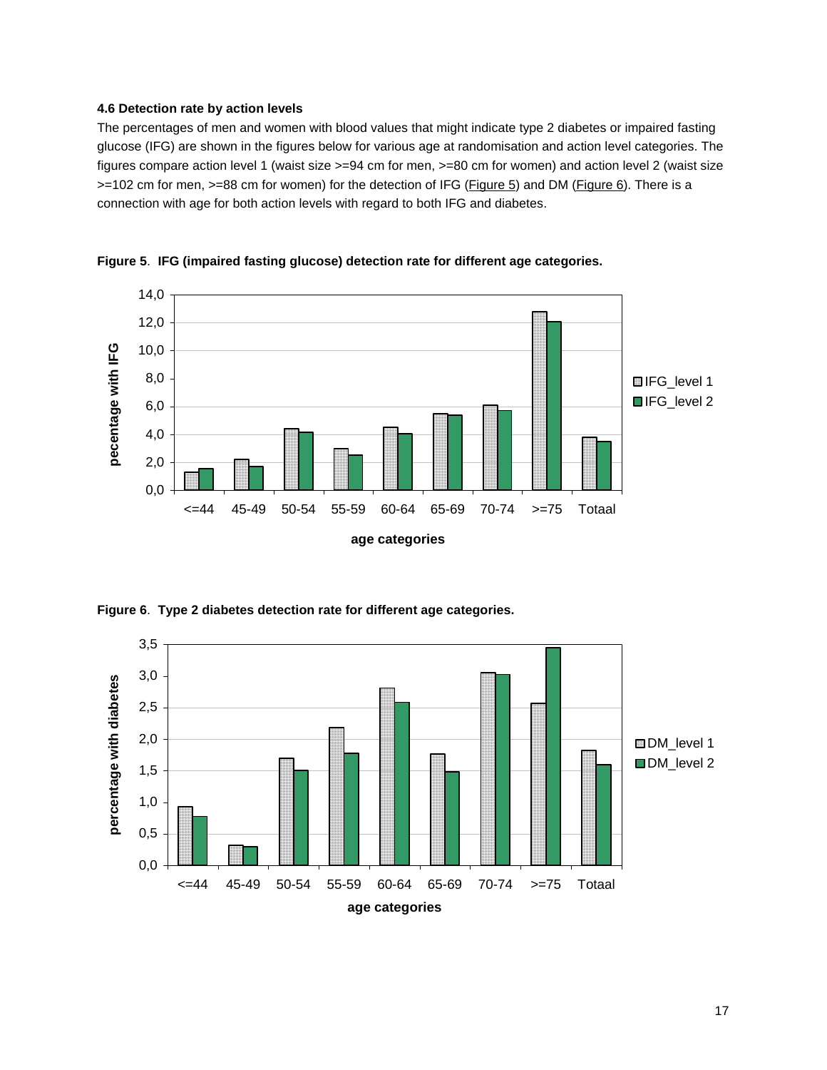### 4.6 Detection rate by action levels

The percentages of men and women with blood values that might indicate type 2 diabetes or impaired fasting glucose (IFG) are shown in the figures below for various age at randomisation and action level categories. The figures compare action level 1 (waist size >=94 cm for men, >=80 cm for women) and action level 2 (waist size >=102 cm for men, >=88 cm for women) for the detection of IFG (Figure 5) and DM (Figure 6). There is a connection with age for both action levels with regard to both IFG and diabetes.

**Figure 5**. **IFG (impaired fasting glucose) detection rate for different age categories.**

pecentage with IFG

14,0
12,0
10,0
8,0
6,0
4,0
2,0
0,0

<=44 45-49 50-54 55-59 60-64 65-69 70-74 >=75 Totaal

age categories

IFG_level 1
IFG_level 2

**Figure 6**. **Type 2 diabetes detection rate for different age categories.**

percentage with diabetes

3,5
3,0
2,5
2,0
1,5
1,0
0,5
0,0

<=44 45-49 50-54 55-59 60-64 65-69 70-74 >=75 Totaal

age categories

DM_level 1
DM_level 2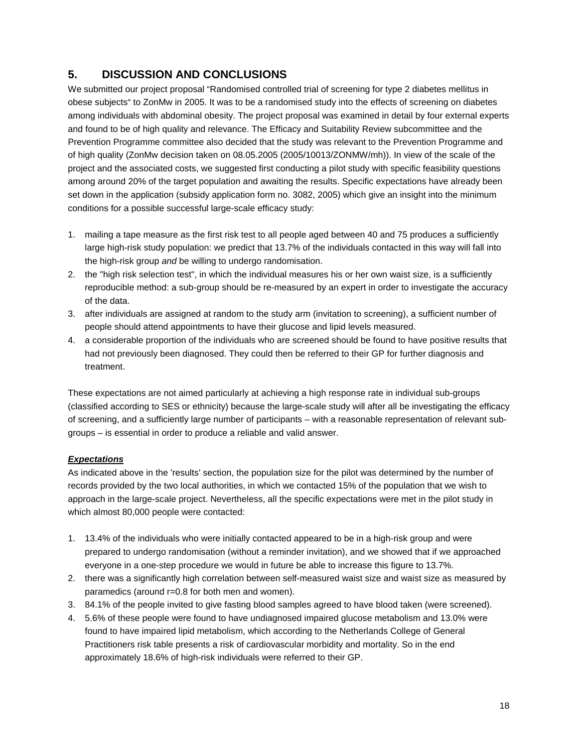## 5. DISCUSSION AND CONCLUSIONS

We submitted our project proposal "Randomised controlled trial of screening for type 2 diabetes mellitus in obese subjects" to ZonMw in 2005. It was to be a randomised study into the effects of screening on diabetes among individuals with abdominal obesity. The project proposal was examined in detail by four external experts and found to be of high quality and relevance. The Efficacy and Suitability Review subcommittee and the Prevention Programme committee also decided that the study was relevant to the Prevention Programme and of high quality (ZonMw decision taken on 08.05.2005 (2005/10013/ZONMW/mh)). In view of the scale of the project and the associated costs, we suggested first conducting a pilot study with specific feasibility questions among around 20% of the target population and awaiting the results. Specific expectations have already been set down in the application (subsidy application form no. 3082, 2005) which give an insight into the minimum conditions for a possible successful large-scale efficacy study:

1. mailing a tape measure as the first risk test to all people aged between 40 and 75 produces a sufficiently large high-risk study population: we predict that 13.7% of the individuals contacted in this way will fall into the high-risk group *and* be willing to undergo randomisation.
2. the "high risk selection test", in which the individual measures his or her own waist size, is a sufficiently reproducible method: a sub-group should be re-measured by an expert in order to investigate the accuracy of the data.
3. after individuals are assigned at random to the study arm (invitation to screening), a sufficient number of people should attend appointments to have their glucose and lipid levels measured.
4. a considerable proportion of the individuals who are screened should be found to have positive results that had not previously been diagnosed. They could then be referred to their GP for further diagnosis and treatment.

These expectations are not aimed particularly at achieving a high response rate in individual sub-groups (classified according to SES or ethnicity) because the large-scale study will after all be investigating the efficacy of screening, and a sufficiently large number of participants – with a reasonable representation of relevant sub-groups – is essential in order to produce a reliable and valid answer.

***Expectations***

As indicated above in the 'results' section, the population size for the pilot was determined by the number of records provided by the two local authorities, in which we contacted 15% of the population that we wish to approach in the large-scale project. Nevertheless, all the specific expectations were met in the pilot study in which almost 80,000 people were contacted:

1. 13.4% of the individuals who were initially contacted appeared to be in a high-risk group and were prepared to undergo randomisation (without a reminder invitation), and we showed that if we approached everyone in a one-step procedure we would in future be able to increase this figure to 13.7%.
2. there was a significantly high correlation between self-measured waist size and waist size as measured by paramedics (around r=0.8 for both men and women).
3. 84.1% of the people invited to give fasting blood samples agreed to have blood taken (were screened).
4. 5.6% of these people were found to have undiagnosed impaired glucose metabolism and 13.0% were found to have impaired lipid metabolism, which according to the Netherlands College of General Practitioners risk table presents a risk of cardiovascular morbidity and mortality. So in the end approximately 18.6% of high-risk individuals were referred to their GP.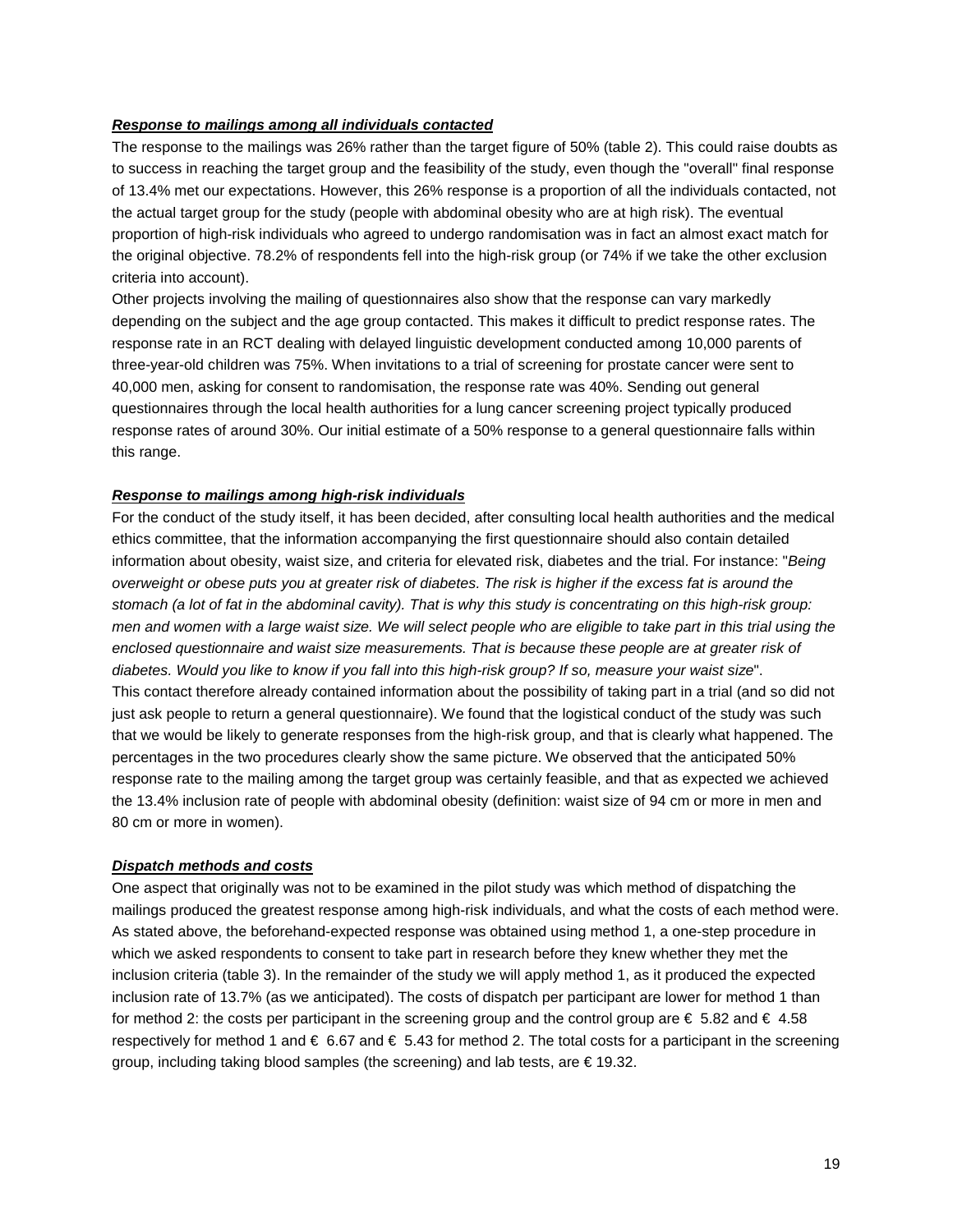***Response to mailings among all individuals contacted***

The response to the mailings was 26% rather than the target figure of 50% (table 2). This could raise doubts as to success in reaching the target group and the feasibility of the study, even though the "overall" final response of 13.4% met our expectations. However, this 26% response is a proportion of all the individuals contacted, not the actual target group for the study (people with abdominal obesity who are at high risk). The eventual proportion of high-risk individuals who agreed to undergo randomisation was in fact an almost exact match for the original objective. 78.2% of respondents fell into the high-risk group (or 74% if we take the other exclusion criteria into account).

Other projects involving the mailing of questionnaires also show that the response can vary markedly depending on the subject and the age group contacted. This makes it difficult to predict response rates. The response rate in an RCT dealing with delayed linguistic development conducted among 10,000 parents of three-year-old children was 75%. When invitations to a trial of screening for prostate cancer were sent to 40,000 men, asking for consent to randomisation, the response rate was 40%. Sending out general questionnaires through the local health authorities for a lung cancer screening project typically produced response rates of around 30%. Our initial estimate of a 50% response to a general questionnaire falls within this range.

***Response to mailings among high-risk individuals***

For the conduct of the study itself, it has been decided, after consulting local health authorities and the medical ethics committee, that the information accompanying the first questionnaire should also contain detailed information about obesity, waist size, and criteria for elevated risk, diabetes and the trial. For instance: "*Being overweight or obese puts you at greater risk of diabetes. The risk is higher if the excess fat is around the stomach (a lot of fat in the abdominal cavity). That is why this study is concentrating on this high-risk group: men and women with a large waist size. We will select people who are eligible to take part in this trial using the enclosed questionnaire and waist size measurements. That is because these people are at greater risk of diabetes. Would you like to know if you fall into this high-risk group? If so, measure your waist size*".

This contact therefore already contained information about the possibility of taking part in a trial (and so did not just ask people to return a general questionnaire). We found that the logistical conduct of the study was such that we would be likely to generate responses from the high-risk group, and that is clearly what happened. The percentages in the two procedures clearly show the same picture. We observed that the anticipated 50% response rate to the mailing among the target group was certainly feasible, and that as expected we achieved the 13.4% inclusion rate of people with abdominal obesity (definition: waist size of 94 cm or more in men and 80 cm or more in women).

***Dispatch methods and costs***

One aspect that originally was not to be examined in the pilot study was which method of dispatching the mailings produced the greatest response among high-risk individuals, and what the costs of each method were. As stated above, the beforehand-expected response was obtained using method 1, a one-step procedure in which we asked respondents to consent to take part in research before they knew whether they met the inclusion criteria (table 3). In the remainder of the study we will apply method 1, as it produced the expected inclusion rate of 13.7% (as we anticipated). The costs of dispatch per participant are lower for method 1 than for method 2: the costs per participant in the screening group and the control group are € 5.82 and € 4.58 respectively for method 1 and € 6.67 and € 5.43 for method 2. The total costs for a participant in the screening group, including taking blood samples (the screening) and lab tests, are € 19.32.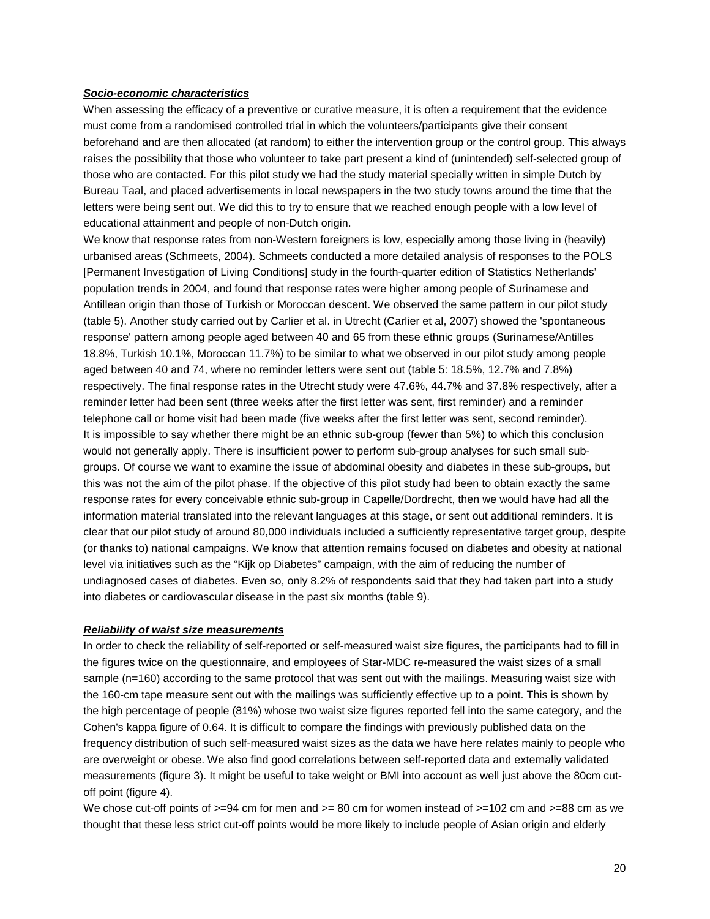***Socio-economic characteristics***

When assessing the efficacy of a preventive or curative measure, it is often a requirement that the evidence must come from a randomised controlled trial in which the volunteers/participants give their consent beforehand and are then allocated (at random) to either the intervention group or the control group. This always raises the possibility that those who volunteer to take part present a kind of (unintended) self-selected group of those who are contacted. For this pilot study we had the study material specially written in simple Dutch by Bureau Taal, and placed advertisements in local newspapers in the two study towns around the time that the letters were being sent out. We did this to try to ensure that we reached enough people with a low level of educational attainment and people of non-Dutch origin.

We know that response rates from non-Western foreigners is low, especially among those living in (heavily) urbanised areas (Schmeets, 2004). Schmeets conducted a more detailed analysis of responses to the POLS [Permanent Investigation of Living Conditions] study in the fourth-quarter edition of Statistics Netherlands' population trends in 2004, and found that response rates were higher among people of Surinamese and Antillean origin than those of Turkish or Moroccan descent. We observed the same pattern in our pilot study (table 5). Another study carried out by Carlier et al. in Utrecht (Carlier et al, 2007) showed the 'spontaneous response' pattern among people aged between 40 and 65 from these ethnic groups (Surinamese/Antilles 18.8%, Turkish 10.1%, Moroccan 11.7%) to be similar to what we observed in our pilot study among people aged between 40 and 74, where no reminder letters were sent out (table 5: 18.5%, 12.7% and 7.8%) respectively. The final response rates in the Utrecht study were 47.6%, 44.7% and 37.8% respectively, after a reminder letter had been sent (three weeks after the first letter was sent, first reminder) and a reminder telephone call or home visit had been made (five weeks after the first letter was sent, second reminder).

It is impossible to say whether there might be an ethnic sub-group (fewer than 5%) to which this conclusion would not generally apply. There is insufficient power to perform sub-group analyses for such small sub-groups. Of course we want to examine the issue of abdominal obesity and diabetes in these sub-groups, but this was not the aim of the pilot phase. If the objective of this pilot study had been to obtain exactly the same response rates for every conceivable ethnic sub-group in Capelle/Dordrecht, then we would have had all the information material translated into the relevant languages at this stage, or sent out additional reminders. It is clear that our pilot study of around 80,000 individuals included a sufficiently representative target group, despite (or thanks to) national campaigns. We know that attention remains focused on diabetes and obesity at national level via initiatives such as the "Kijk op Diabetes" campaign, with the aim of reducing the number of undiagnosed cases of diabetes. Even so, only 8.2% of respondents said that they had taken part into a study into diabetes or cardiovascular disease in the past six months (table 9).

***Reliability of waist size measurements***

In order to check the reliability of self-reported or self-measured waist size figures, the participants had to fill in the figures twice on the questionnaire, and employees of Star-MDC re-measured the waist sizes of a small sample (n=160) according to the same protocol that was sent out with the mailings. Measuring waist size with the 160-cm tape measure sent out with the mailings was sufficiently effective up to a point. This is shown by the high percentage of people (81%) whose two waist size figures reported fell into the same category, and the Cohen's kappa figure of 0.64. It is difficult to compare the findings with previously published data on the frequency distribution of such self-measured waist sizes as the data we have here relates mainly to people who are overweight or obese. We also find good correlations between self-reported data and externally validated measurements (figure 3). It might be useful to take weight or BMI into account as well just above the 80cm cut-off point (figure 4).

We chose cut-off points of >=94 cm for men and >= 80 cm for women instead of >=102 cm and >=88 cm as we thought that these less strict cut-off points would be more likely to include people of Asian origin and elderly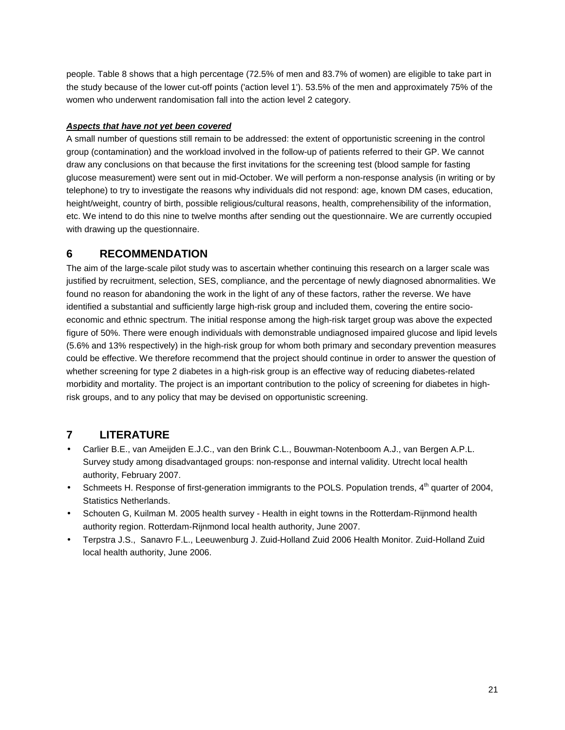people. Table 8 shows that a high percentage (72.5% of men and 83.7% of women) are eligible to take part in the study because of the lower cut-off points ('action level 1'). 53.5% of the men and approximately 75% of the women who underwent randomisation fall into the action level 2 category.

***Aspects that have not yet been covered***

A small number of questions still remain to be addressed: the extent of opportunistic screening in the control group (contamination) and the workload involved in the follow-up of patients referred to their GP. We cannot draw any conclusions on that because the first invitations for the screening test (blood sample for fasting glucose measurement) were sent out in mid-October. We will perform a non-response analysis (in writing or by telephone) to try to investigate the reasons why individuals did not respond: age, known DM cases, education, height/weight, country of birth, possible religious/cultural reasons, health, comprehensibility of the information, etc. We intend to do this nine to twelve months after sending out the questionnaire. We are currently occupied with drawing up the questionnaire.

# 6 RECOMMENDATION

The aim of the large-scale pilot study was to ascertain whether continuing this research on a larger scale was justified by recruitment, selection, SES, compliance, and the percentage of newly diagnosed abnormalities. We found no reason for abandoning the work in the light of any of these factors, rather the reverse. We have identified a substantial and sufficiently large high-risk group and included them, covering the entire socio-economic and ethnic spectrum. The initial response among the high-risk target group was above the expected figure of 50%. There were enough individuals with demonstrable undiagnosed impaired glucose and lipid levels (5.6% and 13% respectively) in the high-risk group for whom both primary and secondary prevention measures could be effective. We therefore recommend that the project should continue in order to answer the question of whether screening for type 2 diabetes in a high-risk group is an effective way of reducing diabetes-related morbidity and mortality. The project is an important contribution to the policy of screening for diabetes in high-risk groups, and to any policy that may be devised on opportunistic screening.

# 7 LITERATURE

- Carlier B.E., van Ameijden E.J.C., van den Brink C.L., Bouwman-Notenboom A.J., van Bergen A.P.L. Survey study among disadvantaged groups: non-response and internal validity. Utrecht local health authority, February 2007.
- Schmeets H. Response of first-generation immigrants to the POLS. Population trends, 4th quarter of 2004, Statistics Netherlands.
- Schouten G, Kuilman M. 2005 health survey - Health in eight towns in the Rotterdam-Rijnmond health authority region. Rotterdam-Rijnmond local health authority, June 2007.
- Terpstra J.S., Sanavro F.L., Leeuwenburg J. Zuid-Holland Zuid 2006 Health Monitor. Zuid-Holland Zuid local health authority, June 2006.